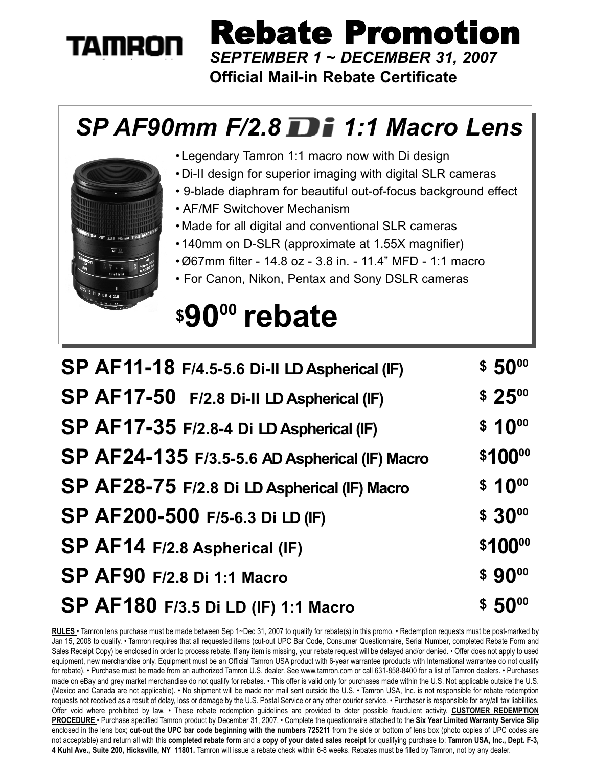TAMRON

# Rebate Promotion

***SEPTEMBER 1 ~ DECEMBER 31, 2007***

**Official Mail-in Rebate Certificate**

## *SP AF90mm F/2.8 Di 1:1 Macro Lens*

- Legendary Tamron 1:1 macro now with Di design
- Di-II design for superior imaging with digital SLR cameras
- 9-blade diaphram for beautiful out-of-focus background effect
- AF/MF Switchover Mechanism
- Made for all digital and conventional SLR cameras
- 140mm on D-SLR (approximate at 1.55X magnifier)
- Ø67mm filter - 14.8 oz - 3.8 in. - 11.4" MFD - 1:1 macro
- For Canon, Nikon, Pentax and Sony DSLR cameras

## $90.00 rebate

| Lens | Rebate |
|---|---|
| **SP AF11-18** F/4.5-5.6 Di-II LD Aspherical (IF) | $ 50.00 |
| **SP AF17-50** F/2.8 Di-II LD Aspherical (IF) | $ 25.00 |
| **SP AF17-35** F/2.8-4 Di LD Aspherical (IF) | $ 10.00 |
| **SP AF24-135** F/3.5-5.6 AD Aspherical (IF) Macro | $100.00 |
| **SP AF28-75** F/2.8 Di LD Aspherical (IF) Macro | $ 10.00 |
| **SP AF200-500** F/5-6.3 Di LD (IF) | $ 30.00 |
| **SP AF14** F/2.8 Aspherical (IF) | $100.00 |
| **SP AF90** F/2.8 Di 1:1 Macro | $ 90.00 |
| **SP AF180** F/3.5 Di LD (IF) 1:1 Macro | $ 50.00 |

**RULES** • Tamron lens purchase must be made between Sep 1~Dec 31, 2007 to qualify for rebate(s) in this promo. • Redemption requests must be post-marked by Jan 15, 2008 to qualify. • Tamron requires that all requested items (cut-out UPC Bar Code, Consumer Questionnaire, Serial Number, completed Rebate Form and Sales Receipt Copy) be enclosed in order to process rebate. If any item is missing, your rebate request will be delayed and/or denied. • Offer does not apply to used equipment, new merchandise only. Equipment must be an Official Tamron USA product with 6-year warrantee (products with International warrantee do not qualify for rebate). • Purchase must be made from an authorized Tamron U.S. dealer. See www.tamron.com or call 631-858-8400 for a list of Tamron dealers. • Purchases made on eBay and grey market merchandise do not qualify for rebates. • This offer is valid only for purchases made within the U.S. Not applicable outside the U.S. (Mexico and Canada are not applicable). • No shipment will be made nor mail sent outside the U.S. • Tamron USA, Inc. is not responsible for rebate redemption requests not received as a result of delay, loss or damage by the U.S. Postal Service or any other courier service. • Purchaser is responsible for any/all tax liabilities. Offer void where prohibited by law. • These rebate redemption guidelines are provided to deter possible fraudulent activity. **CUSTOMER REDEMPTION PROCEDURE** • Purchase specified Tamron product by December 31, 2007. • Complete the questionnaire attached to the **Six Year Limited Warranty Service Slip** enclosed in the lens box; **cut-out the UPC bar code beginning with the numbers 725211** from the side or bottom of lens box (photo copies of UPC codes are not acceptable) and return all with this **completed rebate form** and a **copy of your dated sales receipt** for qualifying purchase to: **Tamron USA, Inc., Dept. F-3, 4 Kuhl Ave., Suite 200, Hicksville, NY 11801.** Tamron will issue a rebate check within 6-8 weeks. Rebates must be filled by Tamron, not by any dealer.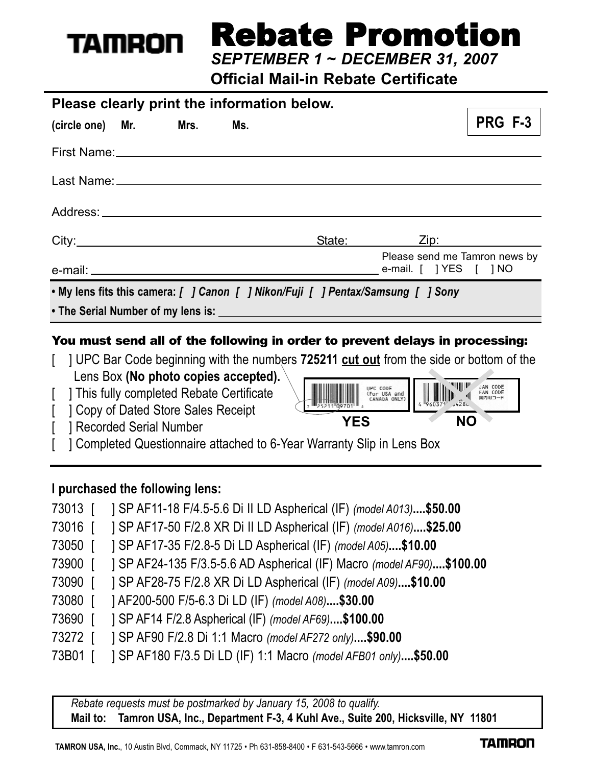# TAMRON Rebate Promotion

***SEPTEMBER 1 ~ DECEMBER 31, 2007***

**Official Mail-in Rebate Certificate**

**Please clearly print the information below.**

**PRG F-3**

**(circle one)** **Mr.** **Mrs.** **Ms.**

First Name: ______________________________

Last Name: ______________________________

Address: ______________________________

City: ____________________ State: ________ Zip: ________

e-mail: ______________________________ Please send me Tamron news by e-mail. [ ] YES [ ] NO

**• My lens fits this camera: *[ ] Canon [ ] Nikon/Fuji [ ] Pentax/Samsung [ ] Sony***

**• The Serial Number of my lens is:** ______________________________

**You must send all of the following in order to prevent delays in processing:**

[ ] UPC Bar Code beginning with the numbers **725211** **cut out** from the side or bottom of the Lens Box **(No photo copies accepted).**

[ ] This fully completed Rebate Certificate

[ ] Copy of Dated Store Sales Receipt

[ ] Recorded Serial Number

[ ] Completed Questionnaire attached to 6-Year Warranty Slip in Lens Box

UPC CODE (For USA and CANADA ONLY) 7 25211 09701 4 — **YES**

JAN CODE EAN CODE 国内用コード 4 960371 …4280 — **NO**

**I purchased the following lens:**

73013 [ ] SP AF11-18 F/4.5-5.6 Di II LD Aspherical (IF) *(model A013)***....$50.00**

73016 [ ] SP AF17-50 F/2.8 XR Di II LD Aspherical (IF) *(model A016)***....$25.00**

73050 [ ] SP AF17-35 F/2.8-5 Di LD Aspherical (IF) *(model A05)***....$10.00**

73900 [ ] SP AF24-135 F/3.5-5.6 AD Aspherical (IF) Macro *(model AF90)***....$100.00**

73090 [ ] SP AF28-75 F/2.8 XR Di LD Aspherical (IF) *(model A09)***....$10.00**

73080 [ ] AF200-500 F/5-6.3 Di LD (IF) *(model A08)***....$30.00**

73690 [ ] SP AF14 F/2.8 Aspherical (IF) *(model AF69)***....$100.00**

73272 [ ] SP AF90 F/2.8 Di 1:1 Macro *(model AF272 only)***....$90.00**

73B01 [ ] SP AF180 F/3.5 Di LD (IF) 1:1 Macro *(model AFB01 only)***....$50.00**

*Rebate requests must be postmarked by January 15, 2008 to qualify.*

**Mail to: Tamron USA, Inc., Department F-3, 4 Kuhl Ave., Suite 200, Hicksville, NY 11801**

**TAMRON USA, Inc.**, 10 Austin Blvd, Commack, NY 11725 • Ph 631-858-8400 • F 631-543-5666 • www.tamron.com

TAMRON